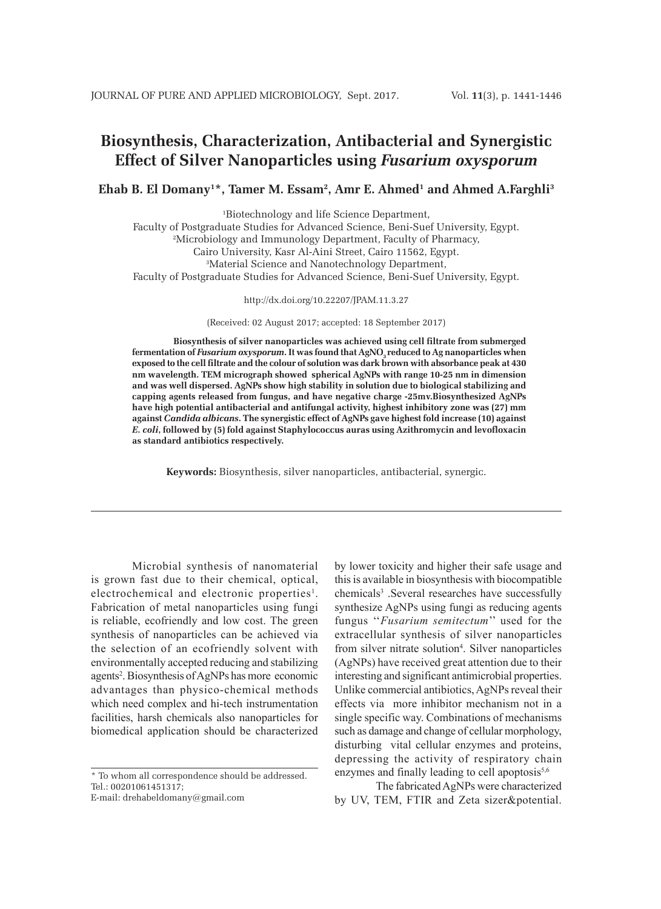# Biosynthesis, Characterization, Antibacterial and Synergistic Effect of Silver Nanoparticles using *Fusarium oxysporum*

**Ehab B. El Domany[1]*, Tamer M. Essam[2], Amr E. Ahmed[1] and Ahmed A.Farghli[3]**

[1]Biotechnology and life Science Department,
Faculty of Postgraduate Studies for Advanced Science, Beni-Suef University, Egypt.
[2]Microbiology and Immunology Department, Faculty of Pharmacy,
Cairo University, Kasr Al-Aini Street, Cairo 11562, Egypt.
[3]Material Science and Nanotechnology Department,
Faculty of Postgraduate Studies for Advanced Science, Beni-Suef University, Egypt.

http://dx.doi.org/10.22207/JPAM.11.3.27

(Received: 02 August 2017; accepted: 18 September 2017)

**Biosynthesis of silver nanoparticles was achieved using cell filtrate from submerged fermentation of *Fusarium oxysporum*. It was found that $AgNO_3$ reduced to Ag nanoparticles when exposed to the cell filtrate and the colour of solution was dark brown with absorbance peak at 430 nm wavelength. TEM micrograph showed spherical AgNPs with range 10-25 nm in dimension and was well dispersed. AgNPs show high stability in solution due to biological stabilizing and capping agents released from fungus, and have negative charge -25mv.Biosynthesized AgNPs have high potential antibacterial and antifungal activity, highest inhibitory zone was (27) mm against *Candida albicans*. The synergistic effect of AgNPs gave highest fold increase (10) against *E. coli*, followed by (5) fold against Staphylococcus auras using Azithromycin and levofloxacin as standard antibiotics respectively.**

**Keywords:** Biosynthesis, silver nanoparticles, antibacterial, synergic.

---

Microbial synthesis of nanomaterial is grown fast due to their chemical, optical, electrochemical and electronic properties[1]. Fabrication of metal nanoparticles using fungi is reliable, ecofriendly and low cost. The green synthesis of nanoparticles can be achieved via the selection of an ecofriendly solvent with environmentally accepted reducing and stabilizing agents[2]. Biosynthesis of AgNPs has more economic advantages than physico-chemical methods which need complex and hi-tech instrumentation facilities, harsh chemicals also nanoparticles for biomedical application should be characterized by lower toxicity and higher their safe usage and this is available in biosynthesis with biocompatible chemicals[3] .Several researches have successfully synthesize AgNPs using fungi as reducing agents fungus ''*Fusarium semitectum*'' used for the extracellular synthesis of silver nanoparticles from silver nitrate solution[4]. Silver nanoparticles (AgNPs) have received great attention due to their interesting and significant antimicrobial properties. Unlike commercial antibiotics, AgNPs reveal their effects via more inhibitor mechanism not in a single specific way. Combinations of mechanisms such as damage and change of cellular morphology, disturbing vital cellular enzymes and proteins, depressing the activity of respiratory chain enzymes and finally leading to cell apoptosis[5,6]

The fabricated AgNPs were characterized by UV, TEM, FTIR and Zeta sizer&potential.

---

* To whom all correspondence should be addressed.
Tel.: 00201061451317;
E-mail: drehabeldomany@gmail.com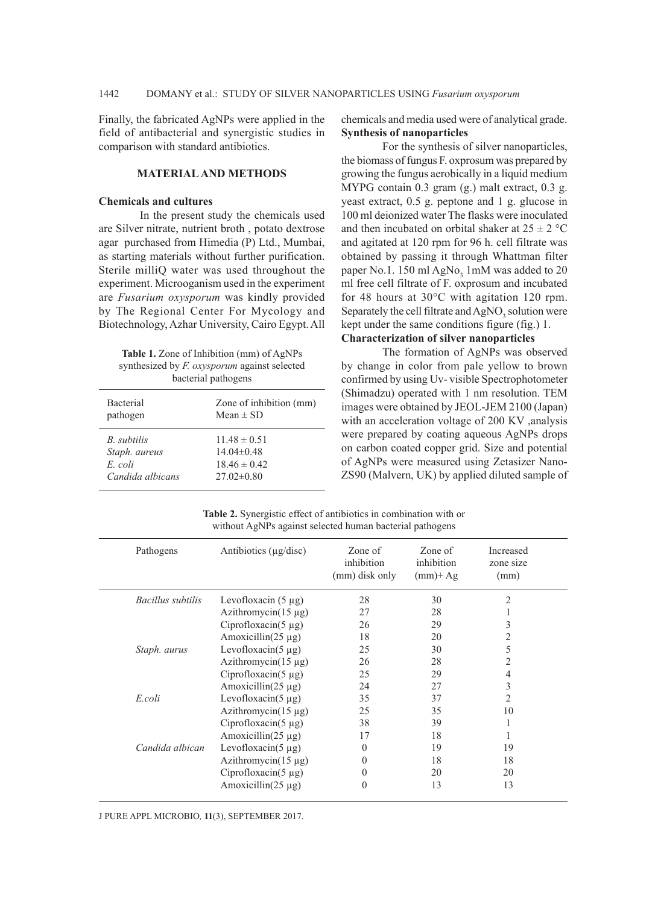Finally, the fabricated AgNPs were applied in the field of antibacterial and synergistic studies in comparison with standard antibiotics.

## MATERIAL AND METHODS

### Chemicals and cultures

In the present study the chemicals used are Silver nitrate, nutrient broth , potato dextrose agar purchased from Himedia (P) Ltd., Mumbai, as starting materials without further purification. Sterile milliQ water was used throughout the experiment. Microoganism used in the experiment are *Fusarium oxysporum* was kindly provided by The Regional Center For Mycology and Biotechnology, Azhar University, Cairo Egypt. All chemicals and media used were of analytical grade.

**Table 1.** Zone of Inhibition (mm) of AgNPs synthesized by *F. oxysporum* against selected bacterial pathogens

| Bacterial pathogen | Zone of inhibition (mm) Mean ± SD |
|---|---|
| *B. subtilis* | 11.48 ± 0.51 |
| *Staph. aureus* | 14.04±0.48 |
| *E. coli* | 18.46 ± 0.42 |
| *Candida albicans* | 27.02±0.80 |

### Synthesis of nanoparticles

For the synthesis of silver nanoparticles, the biomass of fungus F. oxprosum was prepared by growing the fungus aerobically in a liquid medium MYPG contain 0.3 gram (g.) malt extract, 0.3 g. yeast extract, 0.5 g. peptone and 1 g. glucose in 100 ml deionized water The flasks were inoculated and then incubated on orbital shaker at 25 ± 2 °C and agitated at 120 rpm for 96 h. cell filtrate was obtained by passing it through Whattman filter paper No.1. 150 ml $AgNo_3$ 1mM was added to 20 ml free cell filtrate of F. oxprosum and incubated for 48 hours at 30°C with agitation 120 rpm. Separately the cell filtrate and $AgNO_3$ solution were kept under the same conditions figure (fig.) 1.

### Characterization of silver nanoparticles

The formation of AgNPs was observed by change in color from pale yellow to brown confirmed by using Uv- visible Spectrophotometer (Shimadzu) operated with 1 nm resolution. TEM images were obtained by JEOL-JEM 2100 (Japan) with an acceleration voltage of 200 KV ,analysis were prepared by coating aqueous AgNPs drops on carbon coated copper grid. Size and potential of AgNPs were measured using Zetasizer Nano-ZS90 (Malvern, UK) by applied diluted sample of

**Table 2.** Synergistic effect of antibiotics in combination with or without AgNPs against selected human bacterial pathogens

| Pathogens | Antibiotics (µg/disc) | Zone of inhibition (mm) disk only | Zone of inhibition (mm)+ Ag | Increased zone size (mm) |
|---|---|---|---|---|
| *Bacillus subtilis* | Levofloxacin (5 µg) | 28 | 30 | 2 |
| | Azithromycin(15 µg) | 27 | 28 | 1 |
| | Ciprofloxacin(5 µg) | 26 | 29 | 3 |
| | Amoxicillin(25 µg) | 18 | 20 | 2 |
| *Staph. aurus* | Levofloxacin(5 µg) | 25 | 30 | 5 |
| | Azithromycin(15 µg) | 26 | 28 | 2 |
| | Ciprofloxacin(5 µg) | 25 | 29 | 4 |
| | Amoxicillin(25 µg) | 24 | 27 | 3 |
| *E.coli* | Levofloxacin(5 µg) | 35 | 37 | 2 |
| | Azithromycin(15 µg) | 25 | 35 | 10 |
| | Ciprofloxacin(5 µg) | 38 | 39 | 1 |
| | Amoxicillin(25 µg) | 17 | 18 | 1 |
| *Candida albican* | Levofloxacin(5 µg) | 0 | 19 | 19 |
| | Azithromycin(15 µg) | 0 | 18 | 18 |
| | Ciprofloxacin(5 µg) | 0 | 20 | 20 |
| | Amoxicillin(25 µg) | 0 | 13 | 13 |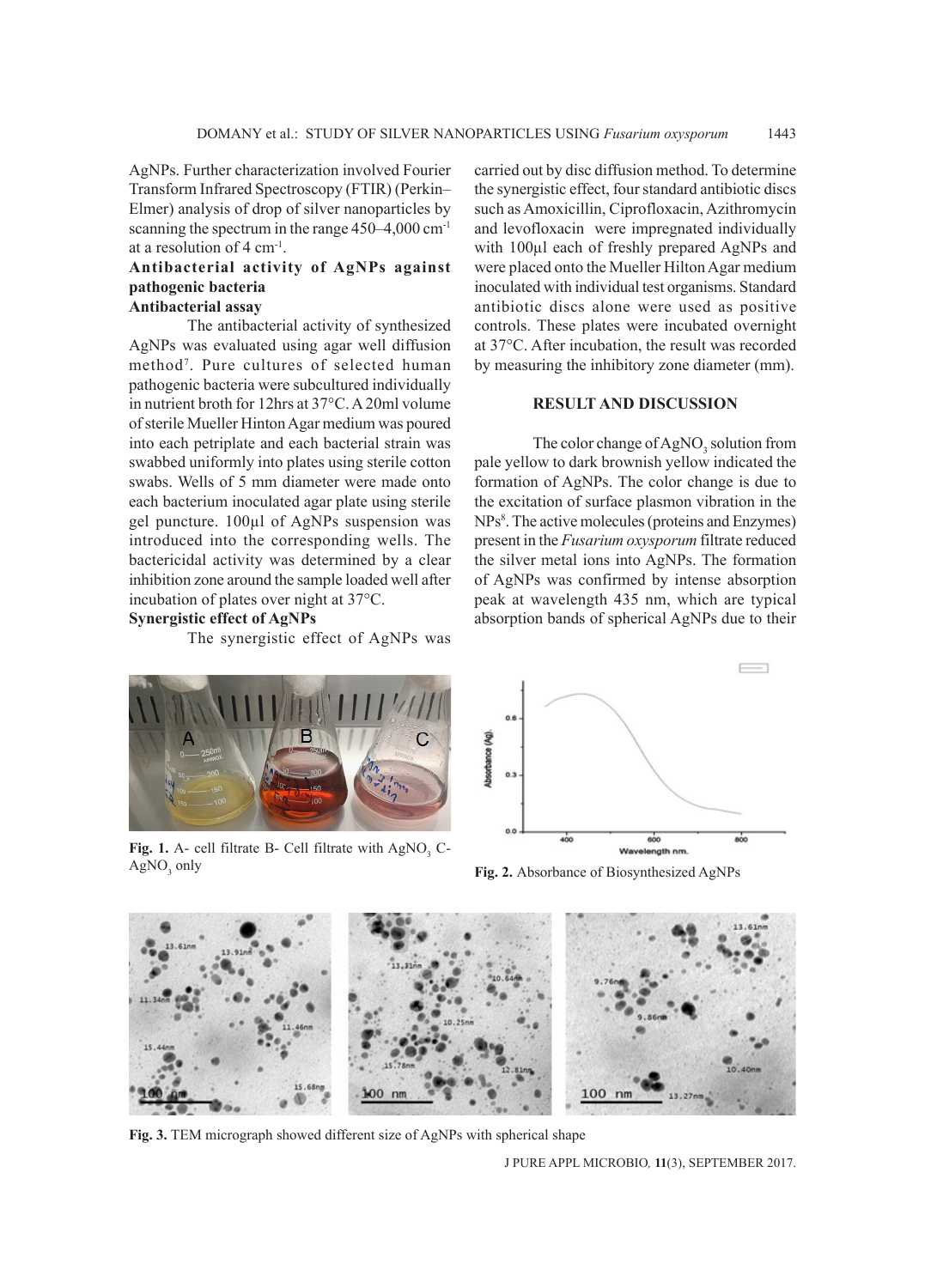AgNPs. Further characterization involved Fourier Transform Infrared Spectroscopy (FTIR) (Perkin–Elmer) analysis of drop of silver nanoparticles by scanning the spectrum in the range 450–4,000 $cm^{-1}$ at a resolution of 4 $cm^{-1}$.

### Antibacterial activity of AgNPs against pathogenic bacteria

### Antibacterial assay

The antibacterial activity of synthesized AgNPs was evaluated using agar well diffusion method[7]. Pure cultures of selected human pathogenic bacteria were subcultured individually in nutrient broth for 12hrs at 37°C. A 20ml volume of sterile Mueller Hinton Agar medium was poured into each petriplate and each bacterial strain was swabbed uniformly into plates using sterile cotton swabs. Wells of 5 mm diameter were made onto each bacterium inoculated agar plate using sterile gel puncture. 100µl of AgNPs suspension was introduced into the corresponding wells. The bactericidal activity was determined by a clear inhibition zone around the sample loaded well after incubation of plates over night at 37°C.

### Synergistic effect of AgNPs

The synergistic effect of AgNPs was carried out by disc diffusion method. To determine the synergistic effect, four standard antibiotic discs such as Amoxicillin, Ciprofloxacin, Azithromycin and levofloxacin were impregnated individually with 100µl each of freshly prepared AgNPs and were placed onto the Mueller Hilton Agar medium inoculated with individual test organisms. Standard antibiotic discs alone were used as positive controls. These plates were incubated overnight at 37°C. After incubation, the result was recorded by measuring the inhibitory zone diameter (mm).

## RESULT AND DISCUSSION

The color change of $AgNO_3$ solution from pale yellow to dark brownish yellow indicated the formation of AgNPs. The color change is due to the excitation of surface plasmon vibration in the NPs[8]. The active molecules (proteins and Enzymes) present in the *Fusarium oxysporum* filtrate reduced the silver metal ions into AgNPs. The formation of AgNPs was confirmed by intense absorption peak at wavelength 435 nm, which are typical absorption bands of spherical AgNPs due to their

**Fig. 1.** A- cell filtrate B- Cell filtrate with $AgNO_3$ C- $AgNO_3$ only

**Fig. 2.** Absorbance of Biosynthesized AgNPs

**Fig. 3.** TEM micrograph showed different size of AgNPs with spherical shape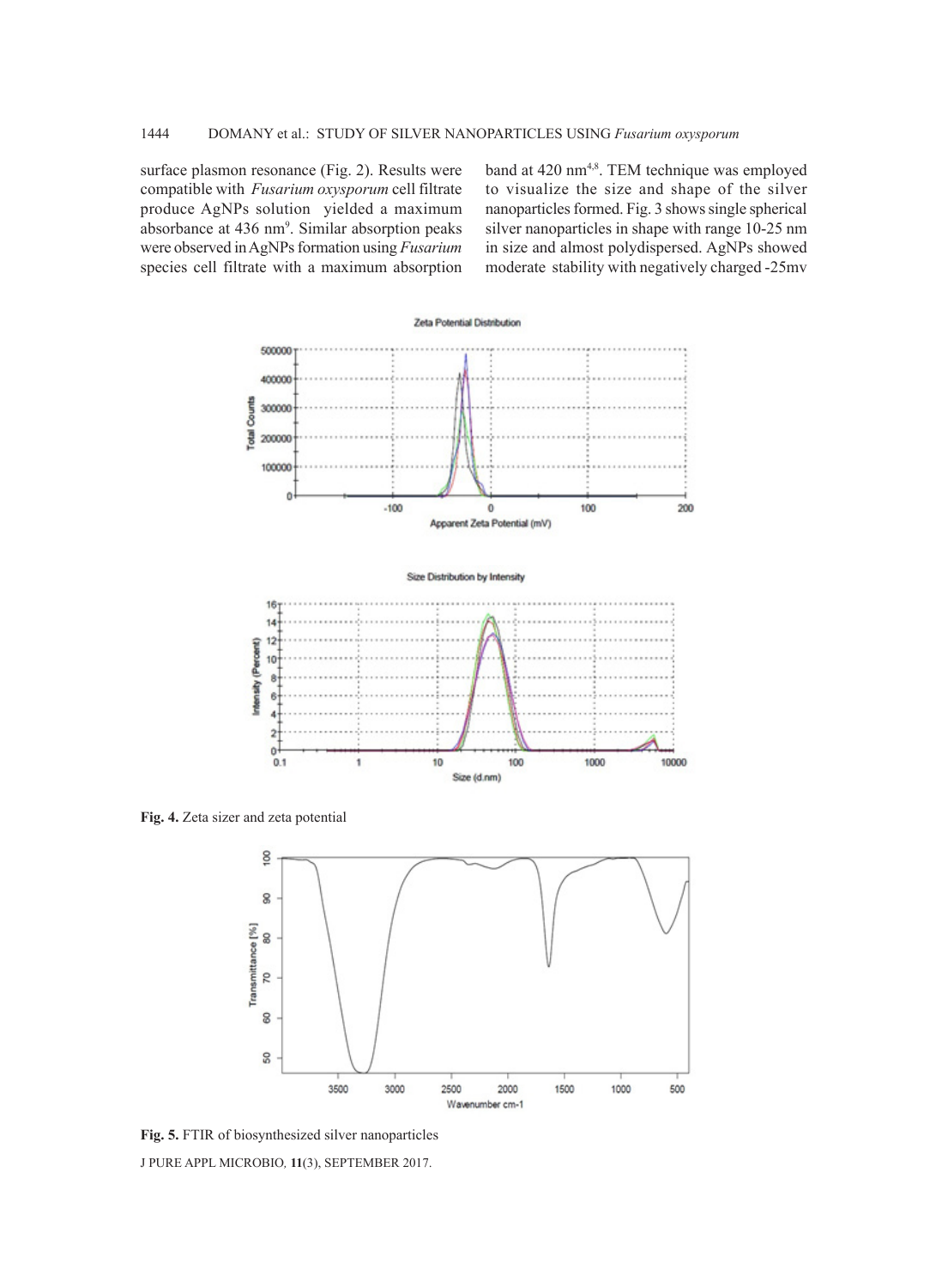surface plasmon resonance (Fig. 2). Results were compatible with *Fusarium oxysporum* cell filtrate produce AgNPs solution yielded a maximum absorbance at 436 nm[9]. Similar absorption peaks were observed in AgNPs formation using *Fusarium* species cell filtrate with a maximum absorption band at 420 nm[4,8]. TEM technique was employed to visualize the size and shape of the silver nanoparticles formed. Fig. 3 shows single spherical silver nanoparticles in shape with range 10-25 nm in size and almost polydispersed. AgNPs showed moderate stability with negatively charged -25mv

**Fig. 4.** Zeta sizer and zeta potential

**Fig. 5.** FTIR of biosynthesized silver nanoparticles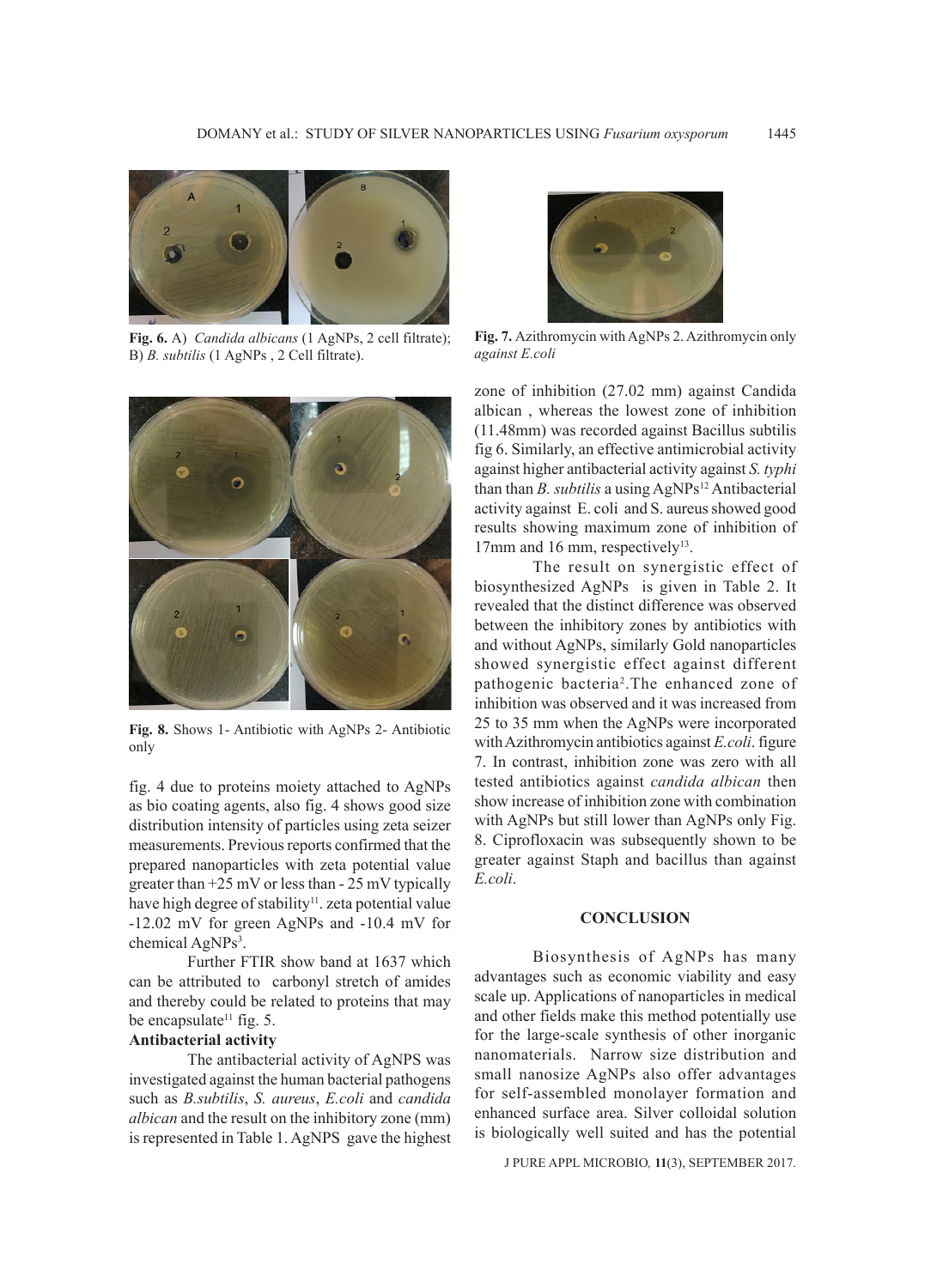**Fig. 6.** A) *Candida albicans* (1 AgNPs, 2 cell filtrate); B) *B. subtilis* (1 AgNPs , 2 Cell filtrate).

**Fig. 7.** Azithromycin with AgNPs 2. Azithromycin only *against E.coli*

**Fig. 8.** Shows 1- Antibiotic with AgNPs 2- Antibiotic only

fig. 4 due to proteins moiety attached to AgNPs as bio coating agents, also fig. 4 shows good size distribution intensity of particles using zeta seizer measurements. Previous reports confirmed that the prepared nanoparticles with zeta potential value greater than +25 mV or less than - 25 mV typically have high degree of stability[11]. zeta potential value -12.02 mV for green AgNPs and -10.4 mV for chemical AgNPs[3].

Further FTIR show band at 1637 which can be attributed to carbonyl stretch of amides and thereby could be related to proteins that may be encapsulate[11] fig. 5.

### Antibacterial activity

The antibacterial activity of AgNPS was investigated against the human bacterial pathogens such as *B.subtilis*, *S. aureus*, *E.coli* and *candida albican* and the result on the inhibitory zone (mm) is represented in Table 1. AgNPS gave the highest zone of inhibition (27.02 mm) against Candida albican , whereas the lowest zone of inhibition (11.48mm) was recorded against Bacillus subtilis fig 6. Similarly, an effective antimicrobial activity against higher antibacterial activity against *S. typhi* than than *B. subtilis* a using AgNPs[12] Antibacterial activity against E. coli and S. aureus showed good results showing maximum zone of inhibition of 17mm and 16 mm, respectively[13].

The result on synergistic effect of biosynthesized AgNPs is given in Table 2. It revealed that the distinct difference was observed between the inhibitory zones by antibiotics with and without AgNPs, similarly Gold nanoparticles showed synergistic effect against different pathogenic bacteria[2].The enhanced zone of inhibition was observed and it was increased from 25 to 35 mm when the AgNPs were incorporated with Azithromycin antibiotics against *E.coli*. figure 7. In contrast, inhibition zone was zero with all tested antibiotics against *candida albican* then show increase of inhibition zone with combination with AgNPs but still lower than AgNPs only Fig. 8. Ciprofloxacin was subsequently shown to be greater against Staph and bacillus than against *E.coli*.

## CONCLUSION

Biosynthesis of AgNPs has many advantages such as economic viability and easy scale up. Applications of nanoparticles in medical and other fields make this method potentially use for the large-scale synthesis of other inorganic nanomaterials. Narrow size distribution and small nanosize AgNPs also offer advantages for self-assembled monolayer formation and enhanced surface area. Silver colloidal solution is biologically well suited and has the potential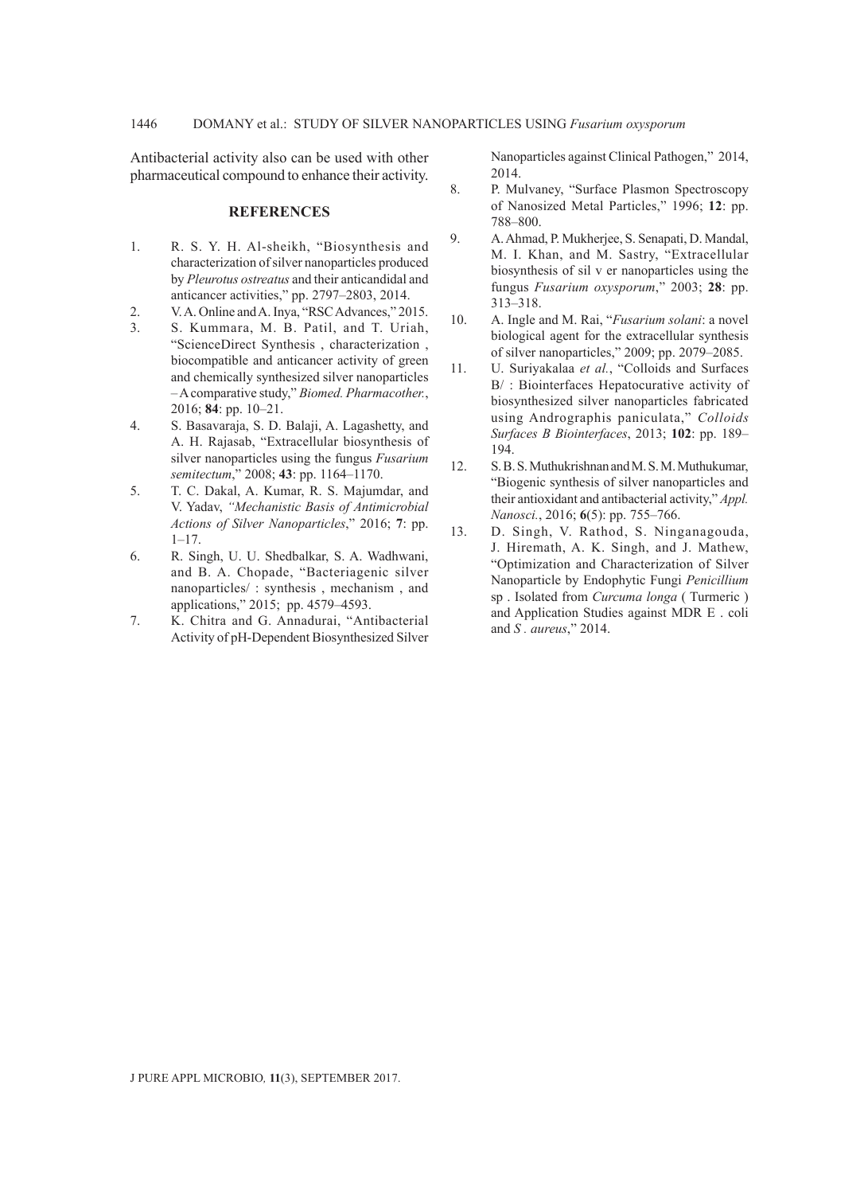Antibacterial activity also can be used with other pharmaceutical compound to enhance their activity.

## REFERENCES

1. R. S. Y. H. Al-sheikh, "Biosynthesis and characterization of silver nanoparticles produced by *Pleurotus ostreatus* and their anticandidal and anticancer activities," pp. 2797–2803, 2014.
2. V. A. Online and A. Inya, "RSC Advances," 2015.
3. S. Kummara, M. B. Patil, and T. Uriah, "ScienceDirect Synthesis , characterization , biocompatible and anticancer activity of green and chemically synthesized silver nanoparticles – A comparative study," *Biomed. Pharmacother.*, 2016; **84**: pp. 10–21.
4. S. Basavaraja, S. D. Balaji, A. Lagashetty, and A. H. Rajasab, "Extracellular biosynthesis of silver nanoparticles using the fungus *Fusarium semitectum*," 2008; **43**: pp. 1164–1170.
5. T. C. Dakal, A. Kumar, R. S. Majumdar, and V. Yadav, *"Mechanistic Basis of Antimicrobial Actions of Silver Nanoparticles*," 2016; **7**: pp. 1–17.
6. R. Singh, U. U. Shedbalkar, S. A. Wadhwani, and B. A. Chopade, "Bacteriagenic silver nanoparticles/ : synthesis , mechanism , and applications," 2015; pp. 4579–4593.
7. K. Chitra and G. Annadurai, "Antibacterial Activity of pH-Dependent Biosynthesized Silver Nanoparticles against Clinical Pathogen," 2014, 2014.
8. P. Mulvaney, "Surface Plasmon Spectroscopy of Nanosized Metal Particles," 1996; **12**: pp. 788–800.
9. A. Ahmad, P. Mukherjee, S. Senapati, D. Mandal, M. I. Khan, and M. Sastry, "Extracellular biosynthesis of sil v er nanoparticles using the fungus *Fusarium oxysporum*," 2003; **28**: pp. 313–318.
10. A. Ingle and M. Rai, "*Fusarium solani*: a novel biological agent for the extracellular synthesis of silver nanoparticles," 2009; pp. 2079–2085.
11. U. Suriyakalaa *et al.*, "Colloids and Surfaces B/ : Biointerfaces Hepatocurative activity of biosynthesized silver nanoparticles fabricated using Andrographis paniculata," *Colloids Surfaces B Biointerfaces*, 2013; **102**: pp. 189–194.
12. S. B. S. Muthukrishnan and M. S. M. Muthukumar, "Biogenic synthesis of silver nanoparticles and their antioxidant and antibacterial activity," *Appl. Nanosci.*, 2016; **6**(5): pp. 755–766.
13. D. Singh, V. Rathod, S. Ninganagouda, J. Hiremath, A. K. Singh, and J. Mathew, "Optimization and Characterization of Silver Nanoparticle by Endophytic Fungi *Penicillium* sp . Isolated from *Curcuma longa* ( Turmeric ) and Application Studies against MDR E . coli and *S . aureus*," 2014.